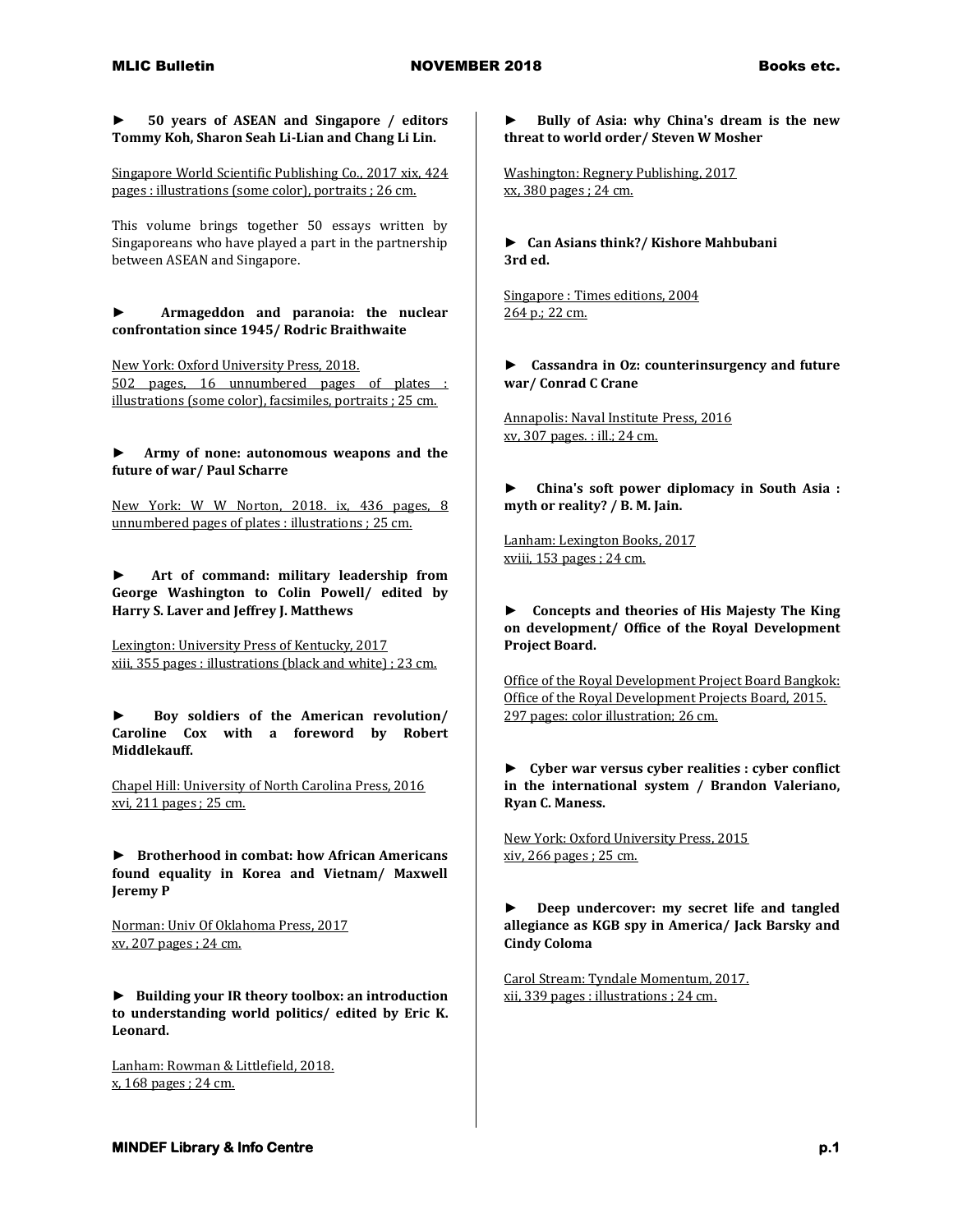► **50 years of ASEAN and Singapore / editors Tommy Koh, Sharon Seah Li-Lian and Chang Li Lin.**

Singapore World Scientific Publishing Co., 2017 xix, 424 pages : illustrations (some color), portraits ; 26 cm.

This volume brings together 50 essays written by Singaporeans who have played a part in the partnership between ASEAN and Singapore.

► **Armageddon and paranoia: the nuclear confrontation since 1945/ Rodric Braithwaite**

New York: Oxford University Press, 2018.
502 pages, 16 unnumbered pages of plates : illustrations (some color), facsimiles, portraits ; 25 cm.

► **Army of none: autonomous weapons and the future of war/ Paul Scharre**

New York: W W Norton, 2018. ix, 436 pages, 8 unnumbered pages of plates : illustrations ; 25 cm.

► **Art of command: military leadership from George Washington to Colin Powell/ edited by Harry S. Laver and Jeffrey J. Matthews**

Lexington: University Press of Kentucky, 2017
xiii, 355 pages : illustrations (black and white) ; 23 cm.

► **Boy soldiers of the American revolution/ Caroline Cox with a foreword by Robert Middlekauff.**

Chapel Hill: University of North Carolina Press, 2016
xvi, 211 pages ; 25 cm.

► **Brotherhood in combat: how African Americans found equality in Korea and Vietnam/ Maxwell Jeremy P**

Norman: Univ Of Oklahoma Press, 2017
xv, 207 pages ; 24 cm.

► **Building your IR theory toolbox: an introduction to understanding world politics/ edited by Eric K. Leonard.**

Lanham: Rowman & Littlefield, 2018.
x, 168 pages ; 24 cm.

► **Bully of Asia: why China's dream is the new threat to world order/ Steven W Mosher**

Washington: Regnery Publishing, 2017
xx, 380 pages ; 24 cm.

► **Can Asians think?/ Kishore Mahbubani 3rd ed.**

Singapore : Times editions, 2004
264 p.; 22 cm.

► **Cassandra in Oz: counterinsurgency and future war/ Conrad C Crane**

Annapolis: Naval Institute Press, 2016
xv, 307 pages. : ill.; 24 cm.

► **China's soft power diplomacy in South Asia : myth or reality? / B. M. Jain.**

Lanham: Lexington Books, 2017
xviii, 153 pages ; 24 cm.

► **Concepts and theories of His Majesty The King on development/ Office of the Royal Development Project Board.**

Office of the Royal Development Project Board Bangkok: Office of the Royal Development Projects Board, 2015.
297 pages: color illustration; 26 cm.

► **Cyber war versus cyber realities : cyber conflict in the international system / Brandon Valeriano, Ryan C. Maness.**

New York: Oxford University Press, 2015
xiv, 266 pages ; 25 cm.

► **Deep undercover: my secret life and tangled allegiance as KGB spy in America/ Jack Barsky and Cindy Coloma**

Carol Stream: Tyndale Momentum, 2017.
xii, 339 pages : illustrations ; 24 cm.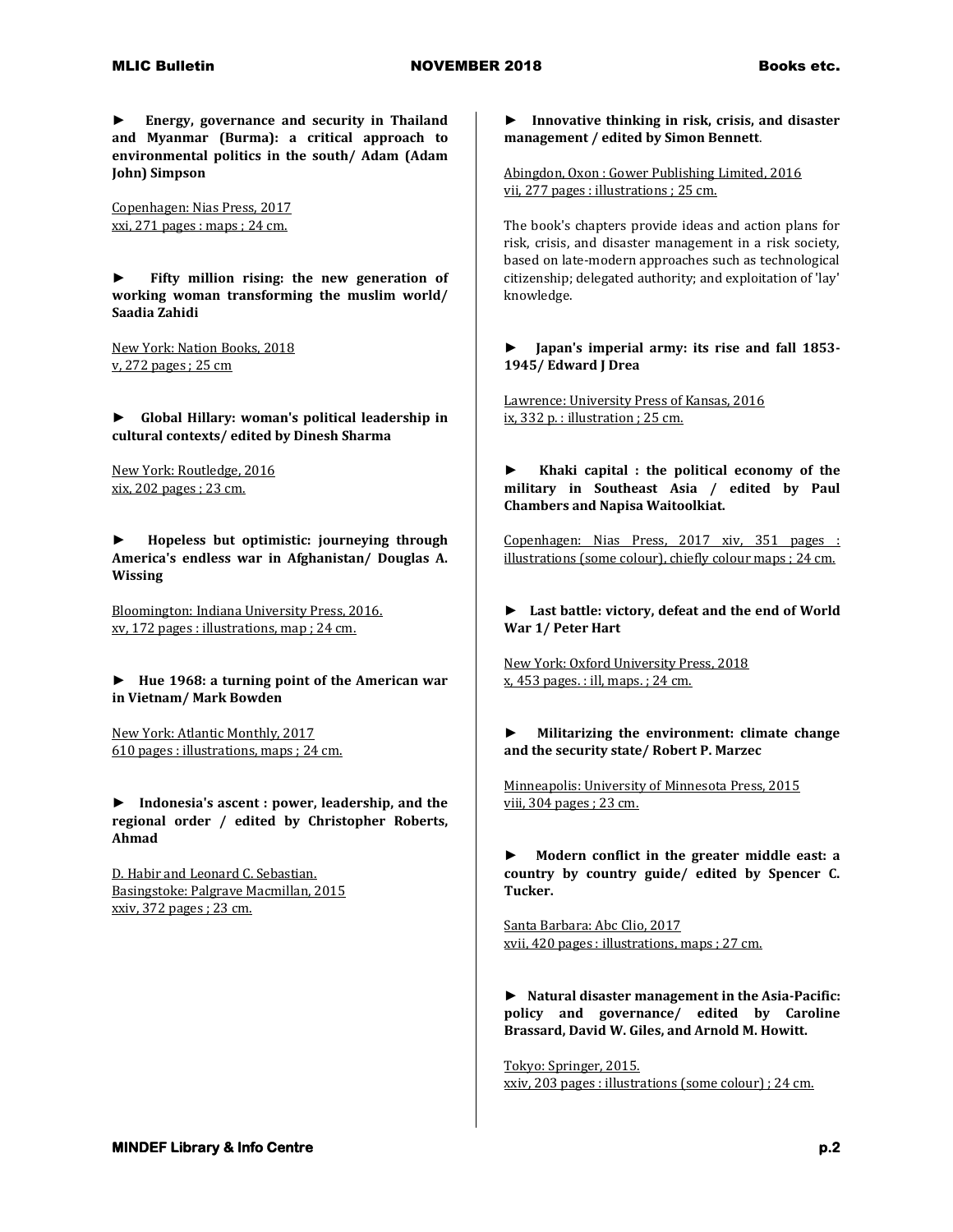► **Energy, governance and security in Thailand and Myanmar (Burma): a critical approach to environmental politics in the south/ Adam (Adam John) Simpson**

Copenhagen: Nias Press, 2017
xxi, 271 pages : maps ; 24 cm.

► **Fifty million rising: the new generation of working woman transforming the muslim world/ Saadia Zahidi**

New York: Nation Books, 2018
v, 272 pages ; 25 cm

► **Global Hillary: woman's political leadership in cultural contexts/ edited by Dinesh Sharma**

New York: Routledge, 2016
xix, 202 pages ; 23 cm.

► **Hopeless but optimistic: journeying through America's endless war in Afghanistan/ Douglas A. Wissing**

Bloomington: Indiana University Press, 2016.
xv, 172 pages : illustrations, map ; 24 cm.

► **Hue 1968: a turning point of the American war in Vietnam/ Mark Bowden**

New York: Atlantic Monthly, 2017
610 pages : illustrations, maps ; 24 cm.

► **Indonesia's ascent : power, leadership, and the regional order / edited by Christopher Roberts, Ahmad**

D. Habir and Leonard C. Sebastian.
Basingstoke: Palgrave Macmillan, 2015
xxiv, 372 pages ; 23 cm.

► **Innovative thinking in risk, crisis, and disaster management / edited by Simon Bennett**.

Abingdon, Oxon : Gower Publishing Limited, 2016
vii, 277 pages : illustrations ; 25 cm.

The book's chapters provide ideas and action plans for risk, crisis, and disaster management in a risk society, based on late-modern approaches such as technological citizenship; delegated authority; and exploitation of 'lay' knowledge.

► **Japan's imperial army: its rise and fall 1853-1945/ Edward J Drea**

Lawrence: University Press of Kansas, 2016
ix, 332 p. : illustration ; 25 cm.

► **Khaki capital : the political economy of the military in Southeast Asia / edited by Paul Chambers and Napisa Waitoolkiat.**

Copenhagen: Nias Press, 2017 xiv, 351 pages : illustrations (some colour), chiefly colour maps ; 24 cm.

► **Last battle: victory, defeat and the end of World War 1/ Peter Hart**

New York: Oxford University Press, 2018
x, 453 pages. : ill, maps. ; 24 cm.

► **Militarizing the environment: climate change and the security state/ Robert P. Marzec**

Minneapolis: University of Minnesota Press, 2015
viii, 304 pages ; 23 cm.

► **Modern conflict in the greater middle east: a country by country guide/ edited by Spencer C. Tucker.**

Santa Barbara: Abc Clio, 2017
xvii, 420 pages : illustrations, maps ; 27 cm.

► **Natural disaster management in the Asia-Pacific: policy and governance/ edited by Caroline Brassard, David W. Giles, and Arnold M. Howitt.**

Tokyo: Springer, 2015.
xxiv, 203 pages : illustrations (some colour) ; 24 cm.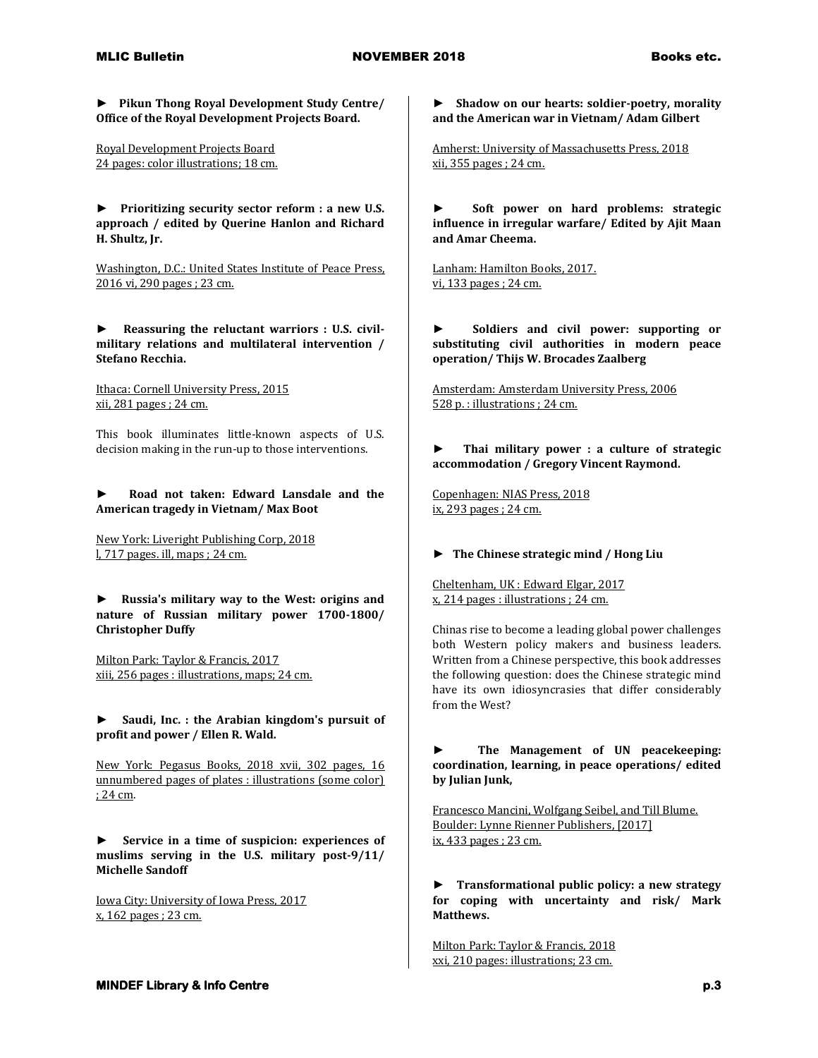► **Pikun Thong Royal Development Study Centre/ Office of the Royal Development Projects Board.**

Royal Development Projects Board
24 pages: color illustrations; 18 cm.

► **Prioritizing security sector reform : a new U.S. approach / edited by Querine Hanlon and Richard H. Shultz, Jr.**

Washington, D.C.: United States Institute of Peace Press, 2016 vi, 290 pages ; 23 cm.

► **Reassuring the reluctant warriors : U.S. civil-military relations and multilateral intervention / Stefano Recchia.**

Ithaca: Cornell University Press, 2015
xii, 281 pages ; 24 cm.

This book illuminates little-known aspects of U.S. decision making in the run-up to those interventions.

► **Road not taken: Edward Lansdale and the American tragedy in Vietnam/ Max Boot**

New York: Liveright Publishing Corp, 2018
l, 717 pages. ill, maps ; 24 cm.

► **Russia's military way to the West: origins and nature of Russian military power 1700-1800/ Christopher Duffy**

Milton Park: Taylor & Francis, 2017
xiii, 256 pages : illustrations, maps; 24 cm.

► **Saudi, Inc. : the Arabian kingdom's pursuit of profit and power / Ellen R. Wald.**

New York: Pegasus Books, 2018 xvii, 302 pages, 16 unnumbered pages of plates : illustrations (some color) ; 24 cm.

► **Service in a time of suspicion: experiences of muslims serving in the U.S. military post-9/11/ Michelle Sandoff**

Iowa City: University of Iowa Press, 2017
x, 162 pages ; 23 cm.

► **Shadow on our hearts: soldier-poetry, morality and the American war in Vietnam/ Adam Gilbert**

Amherst: University of Massachusetts Press, 2018
xii, 355 pages ; 24 cm.

► **Soft power on hard problems: strategic influence in irregular warfare/ Edited by Ajit Maan and Amar Cheema.**

Lanham: Hamilton Books, 2017.
vi, 133 pages ; 24 cm.

► **Soldiers and civil power: supporting or substituting civil authorities in modern peace operation/ Thijs W. Brocades Zaalberg**

Amsterdam: Amsterdam University Press, 2006
528 p. : illustrations ; 24 cm.

► **Thai military power : a culture of strategic accommodation / Gregory Vincent Raymond.**

Copenhagen: NIAS Press, 2018
ix, 293 pages ; 24 cm.

► **The Chinese strategic mind / Hong Liu**

Cheltenham, UK : Edward Elgar, 2017
x, 214 pages : illustrations ; 24 cm.

Chinas rise to become a leading global power challenges both Western policy makers and business leaders. Written from a Chinese perspective, this book addresses the following question: does the Chinese strategic mind have its own idiosyncrasies that differ considerably from the West?

► **The Management of UN peacekeeping: coordination, learning, in peace operations/ edited by Julian Junk,**

Francesco Mancini, Wolfgang Seibel, and Till Blume.
Boulder: Lynne Rienner Publishers, [2017]
ix, 433 pages ; 23 cm.

► **Transformational public policy: a new strategy for coping with uncertainty and risk/ Mark Matthews.**

Milton Park: Taylor & Francis, 2018
xxi, 210 pages: illustrations; 23 cm.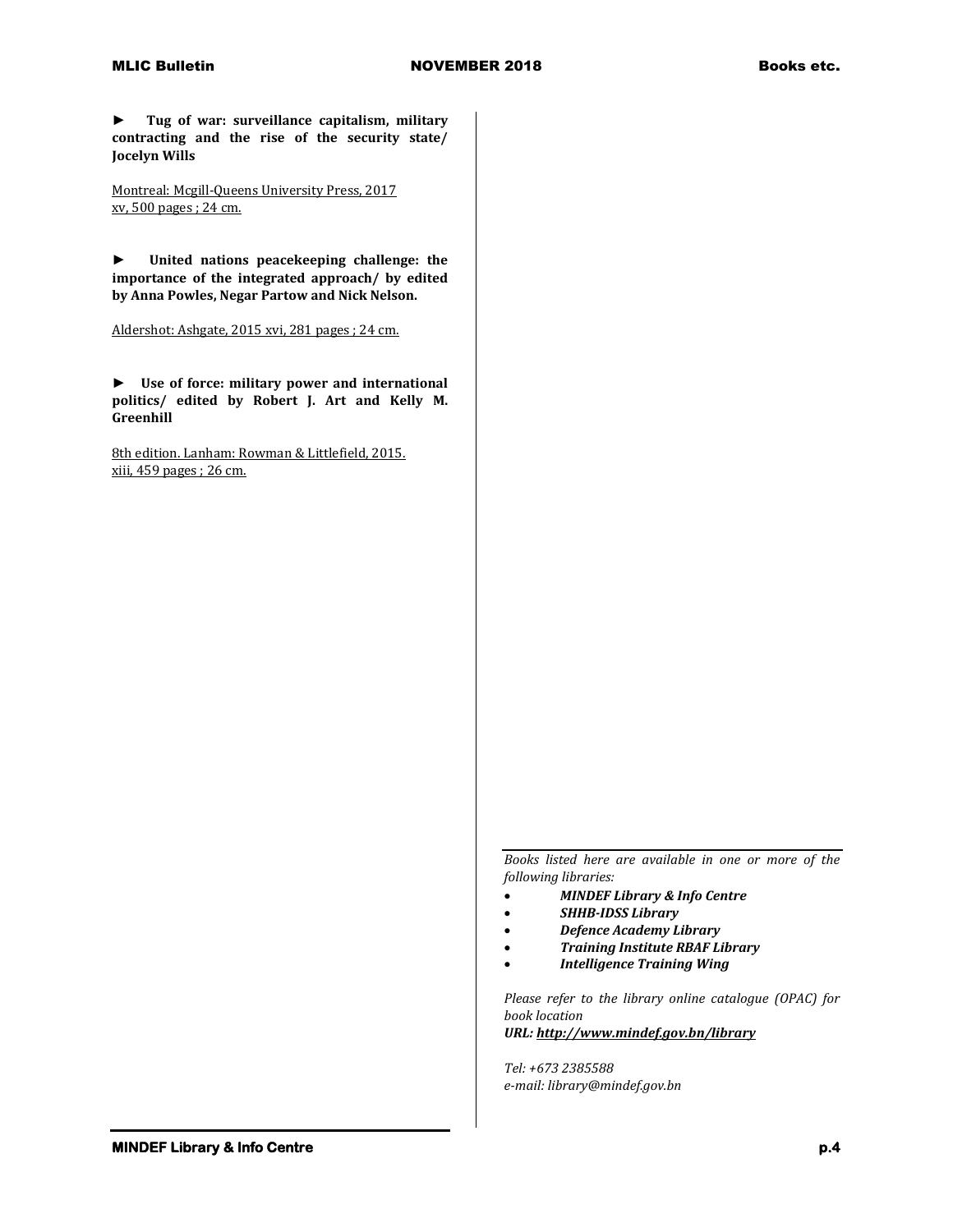► **Tug of war: surveillance capitalism, military contracting and the rise of the security state/ Jocelyn Wills**

Montreal: Mcgill-Queens University Press, 2017
xv, 500 pages ; 24 cm.

► **United nations peacekeeping challenge: the importance of the integrated approach/ by edited by Anna Powles, Negar Partow and Nick Nelson.**

Aldershot: Ashgate, 2015 xvi, 281 pages ; 24 cm.

► **Use of force: military power and international politics/ edited by Robert J. Art and Kelly M. Greenhill**

8th edition. Lanham: Rowman & Littlefield, 2015.
xiii, 459 pages ; 26 cm.

---

*Books listed here are available in one or more of the following libraries:*

- ***MINDEF Library & Info Centre***
- ***SHHB-IDSS Library***
- ***Defence Academy Library***
- ***Training Institute RBAF Library***
- ***Intelligence Training Wing***

*Please refer to the library online catalogue (OPAC) for book location*
***URL: http://www.mindef.gov.bn/library***

*Tel: +673 2385588*
*e-mail: library@mindef.gov.bn*